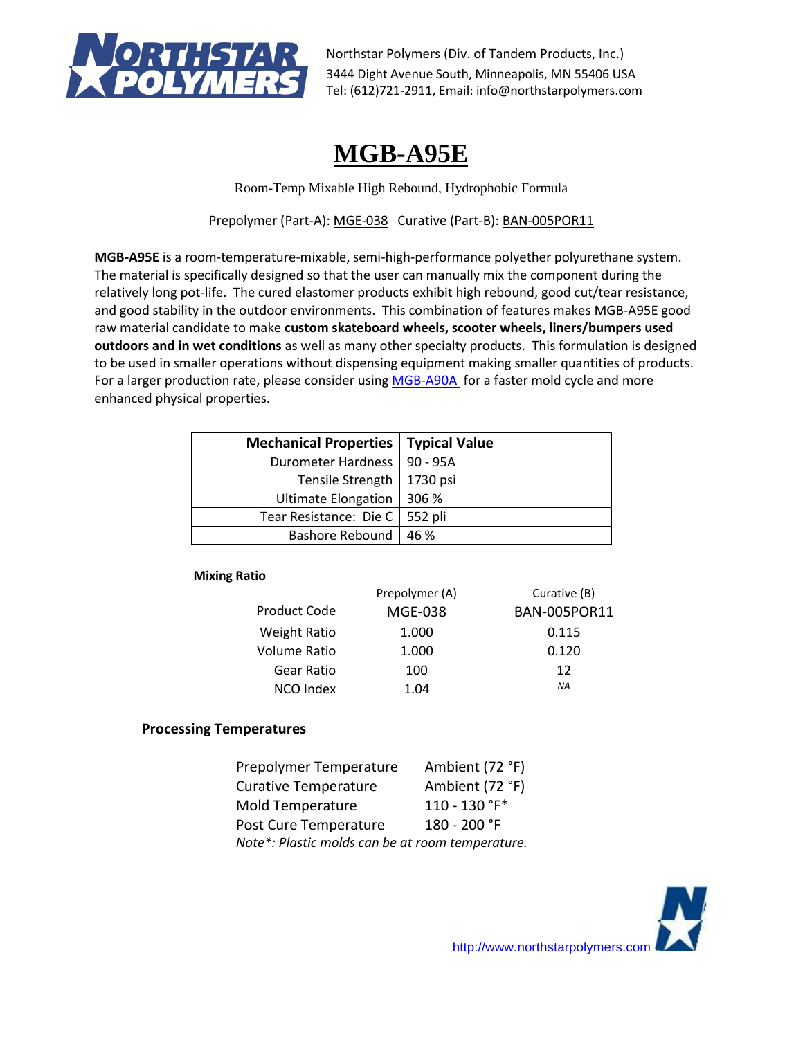Northstar Polymers (Div. of Tandem Products, Inc.)
3444 Dight Avenue South, Minneapolis, MN 55406 USA
Tel: (612)721-2911, Email: info@northstarpolymers.com

# MGB-A95E

Room-Temp Mixable High Rebound, Hydrophobic Formula

Prepolymer (Part-A): MGE-038   Curative (Part-B): BAN-005POR11

**MGB-A95E** is a room-temperature-mixable, semi-high-performance polyether polyurethane system. The material is specifically designed so that the user can manually mix the component during the relatively long pot-life. The cured elastomer products exhibit high rebound, good cut/tear resistance, and good stability in the outdoor environments. This combination of features makes MGB-A95E good raw material candidate to make **custom skateboard wheels, scooter wheels, liners/bumpers used outdoors and in wet conditions** as well as many other specialty products. This formulation is designed to be used in smaller operations without dispensing equipment making smaller quantities of products. For a larger production rate, please consider using MGB-A90A for a faster mold cycle and more enhanced physical properties.

| Mechanical Properties | Typical Value |
|---|---|
| Durometer Hardness | 90 - 95A |
| Tensile Strength | 1730 psi |
| Ultimate Elongation | 306 % |
| Tear Resistance: Die C | 552 pli |
| Bashore Rebound | 46 % |

**Mixing Ratio**

| | Prepolymer (A) | Curative (B) |
|---|---|---|
| Product Code | MGE-038 | BAN-005POR11 |
| Weight Ratio | 1.000 | 0.115 |
| Volume Ratio | 1.000 | 0.120 |
| Gear Ratio | 100 | 12 |
| NCO Index | 1.04 | *NA* |

**Processing Temperatures**

| | |
|---|---|
| Prepolymer Temperature | Ambient (72 °F) |
| Curative Temperature | Ambient (72 °F) |
| Mold Temperature | 110 - 130 °F* |
| Post Cure Temperature | 180 - 200 °F |

*Note*: Plastic molds can be at room temperature.*

http://www.northstarpolymers.com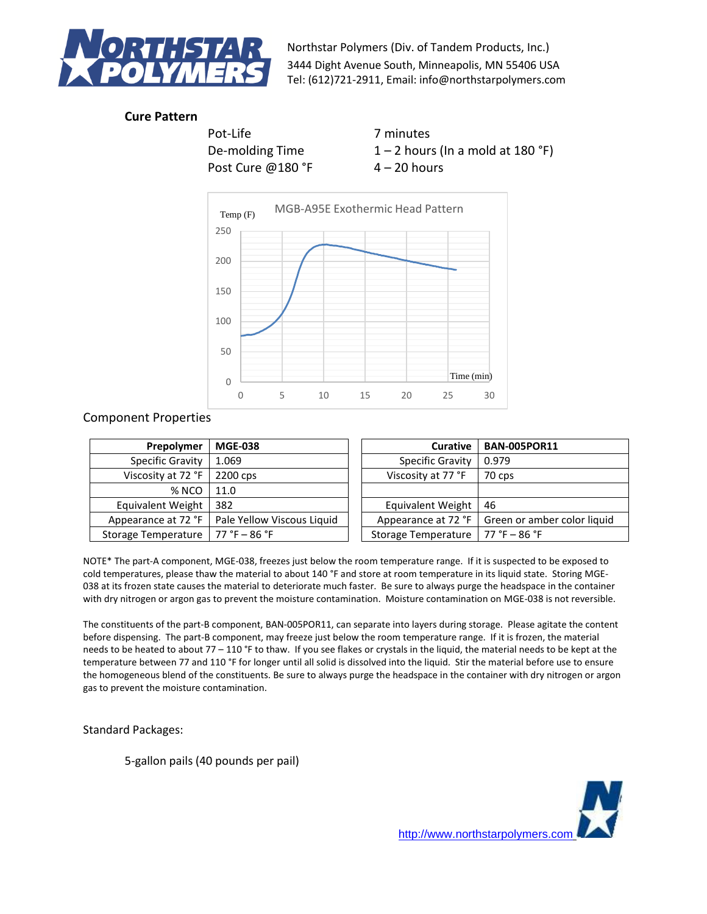## Cure Pattern

| | |
|---|---|
| Pot-Life | 7 minutes |
| De-molding Time | 1 – 2 hours (In a mold at 180 °F) |
| Post Cure @180 °F | 4 – 20 hours |

MGB-A95E Exothermic Head Pattern

## Component Properties

| Prepolymer | MGE-038 |
|---|---|
| Specific Gravity | 1.069 |
| Viscosity at 72 °F | 2200 cps |
| % NCO | 11.0 |
| Equivalent Weight | 382 |
| Appearance at 72 °F | Pale Yellow Viscous Liquid |
| Storage Temperature | 77 °F – 86 °F |

| Curative | BAN-005POR11 |
|---|---|
| Specific Gravity | 0.979 |
| Viscosity at 77 °F | 70 cps |
| | |
| Equivalent Weight | 46 |
| Appearance at 72 °F | Green or amber color liquid |
| Storage Temperature | 77 °F – 86 °F |

NOTE* The part-A component, MGE-038, freezes just below the room temperature range. If it is suspected to be exposed to cold temperatures, please thaw the material to about 140 °F and store at room temperature in its liquid state. Storing MGE-038 at its frozen state causes the material to deteriorate much faster. Be sure to always purge the headspace in the container with dry nitrogen or argon gas to prevent the moisture contamination. Moisture contamination on MGE-038 is not reversible.

The constituents of the part-B component, BAN-005POR11, can separate into layers during storage. Please agitate the content before dispensing. The part-B component, may freeze just below the room temperature range. If it is frozen, the material needs to be heated to about 77 – 110 °F to thaw. If you see flakes or crystals in the liquid, the material needs to be kept at the temperature between 77 and 110 °F for longer until all solid is dissolved into the liquid. Stir the material before use to ensure the homogeneous blend of the constituents. Be sure to always purge the headspace in the container with dry nitrogen or argon gas to prevent the moisture contamination.

Standard Packages:

5-gallon pails (40 pounds per pail)

http://www.northstarpolymers.com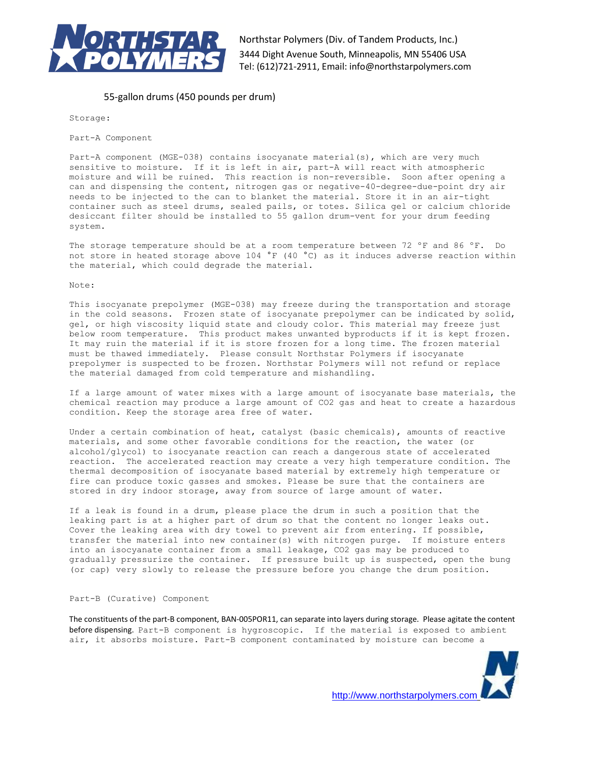55-gallon drums (450 pounds per drum)

Storage:

Part-A Component

Part-A component (MGE-038) contains isocyanate material(s), which are very much sensitive to moisture. If it is left in air, part-A will react with atmospheric moisture and will be ruined. This reaction is non-reversible. Soon after opening a can and dispensing the content, nitrogen gas or negative-40-degree-due-point dry air needs to be injected to the can to blanket the material. Store it in an air-tight container such as steel drums, sealed pails, or totes. Silica gel or calcium chloride desiccant filter should be installed to 55 gallon drum-vent for your drum feeding system.

The storage temperature should be at a room temperature between 72 °F and 86 °F. Do not store in heated storage above 104 °F (40 °C) as it induces adverse reaction within the material, which could degrade the material.

Note:

This isocyanate prepolymer (MGE-038) may freeze during the transportation and storage in the cold seasons. Frozen state of isocyanate prepolymer can be indicated by solid, gel, or high viscosity liquid state and cloudy color. This material may freeze just below room temperature. This product makes unwanted byproducts if it is kept frozen. It may ruin the material if it is store frozen for a long time. The frozen material must be thawed immediately. Please consult Northstar Polymers if isocyanate prepolymer is suspected to be frozen. Northstar Polymers will not refund or replace the material damaged from cold temperature and mishandling.

If a large amount of water mixes with a large amount of isocyanate base materials, the chemical reaction may produce a large amount of $CO_2$ gas and heat to create a hazardous condition. Keep the storage area free of water.

Under a certain combination of heat, catalyst (basic chemicals), amounts of reactive materials, and some other favorable conditions for the reaction, the water (or alcohol/glycol) to isocyanate reaction can reach a dangerous state of accelerated reaction. The accelerated reaction may create a very high temperature condition. The thermal decomposition of isocyanate based material by extremely high temperature or fire can produce toxic gasses and smokes. Please be sure that the containers are stored in dry indoor storage, away from source of large amount of water.

If a leak is found in a drum, please place the drum in such a position that the leaking part is at a higher part of drum so that the content no longer leaks out. Cover the leaking area with dry towel to prevent air from entering. If possible, transfer the material into new container(s) with nitrogen purge. If moisture enters into an isocyanate container from a small leakage, $CO_2$ gas may be produced to gradually pressurize the container. If pressure built up is suspected, open the bung (or cap) very slowly to release the pressure before you change the drum position.

Part-B (Curative) Component

The constituents of the part-B component, BAN-005POR11, can separate into layers during storage. Please agitate the content before dispensing. Part-B component is hygroscopic. If the material is exposed to ambient air, it absorbs moisture. Part-B component contaminated by moisture can become a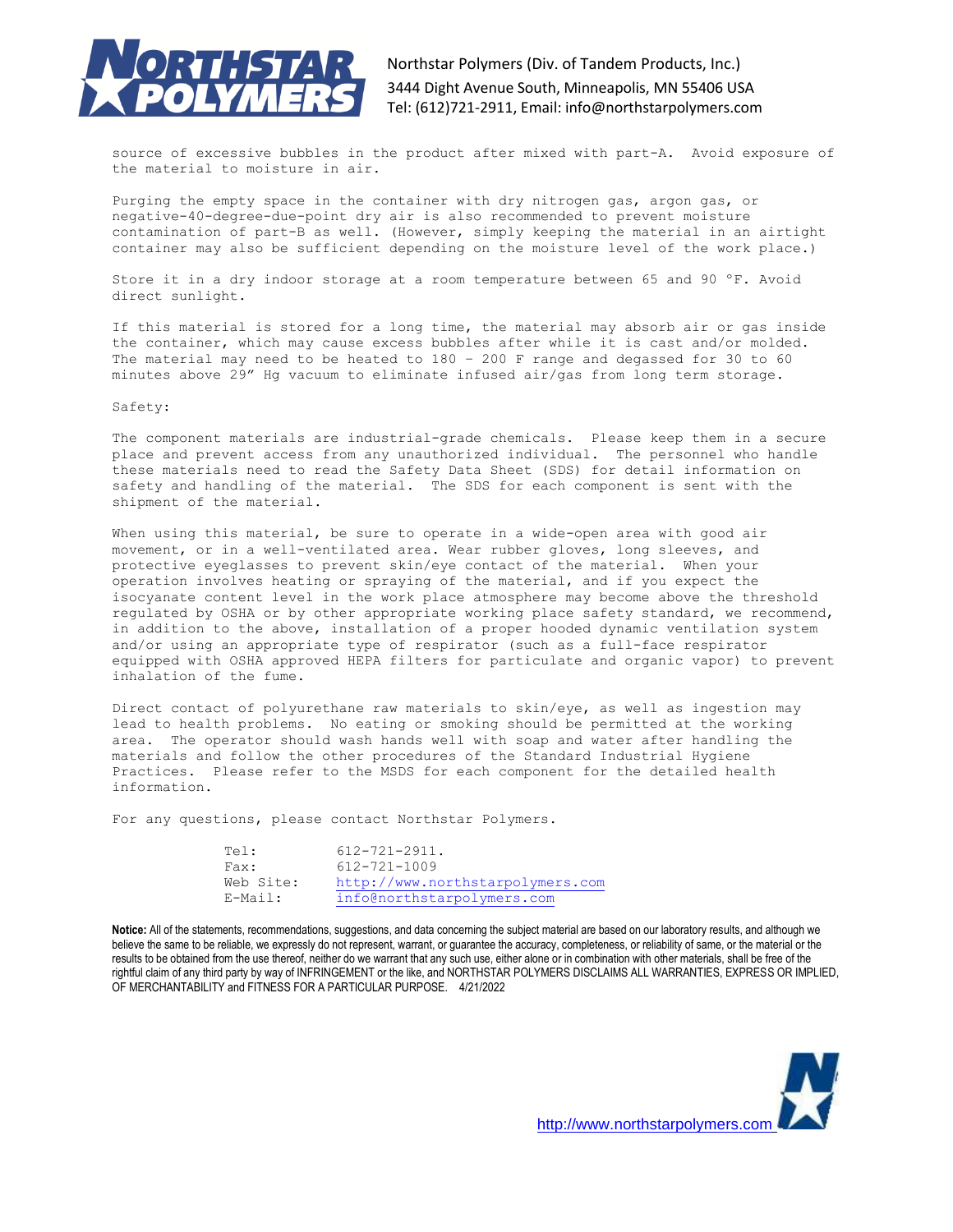source of excessive bubbles in the product after mixed with part-A. Avoid exposure of the material to moisture in air.

Purging the empty space in the container with dry nitrogen gas, argon gas, or negative-40-degree-due-point dry air is also recommended to prevent moisture contamination of part-B as well. (However, simply keeping the material in an airtight container may also be sufficient depending on the moisture level of the work place.)

Store it in a dry indoor storage at a room temperature between 65 and 90 °F. Avoid direct sunlight.

If this material is stored for a long time, the material may absorb air or gas inside the container, which may cause excess bubbles after while it is cast and/or molded. The material may need to be heated to 180 – 200 F range and degassed for 30 to 60 minutes above 29" Hg vacuum to eliminate infused air/gas from long term storage.

Safety:

The component materials are industrial-grade chemicals. Please keep them in a secure place and prevent access from any unauthorized individual. The personnel who handle these materials need to read the Safety Data Sheet (SDS) for detail information on safety and handling of the material. The SDS for each component is sent with the shipment of the material.

When using this material, be sure to operate in a wide-open area with good air movement, or in a well-ventilated area. Wear rubber gloves, long sleeves, and protective eyeglasses to prevent skin/eye contact of the material. When your operation involves heating or spraying of the material, and if you expect the isocyanate content level in the work place atmosphere may become above the threshold regulated by OSHA or by other appropriate working place safety standard, we recommend, in addition to the above, installation of a proper hooded dynamic ventilation system and/or using an appropriate type of respirator (such as a full-face respirator equipped with OSHA approved HEPA filters for particulate and organic vapor) to prevent inhalation of the fume.

Direct contact of polyurethane raw materials to skin/eye, as well as ingestion may lead to health problems. No eating or smoking should be permitted at the working area. The operator should wash hands well with soap and water after handling the materials and follow the other procedures of the Standard Industrial Hygiene Practices. Please refer to the MSDS for each component for the detailed health information.

For any questions, please contact Northstar Polymers.

| | |
|---|---|
| Tel: | 612-721-2911. |
| Fax: | 612-721-1009 |
| Web Site: | http://www.northstarpolymers.com |
| E-Mail: | info@northstarpolymers.com |

**Notice:** All of the statements, recommendations, suggestions, and data concerning the subject material are based on our laboratory results, and although we believe the same to be reliable, we expressly do not represent, warrant, or guarantee the accuracy, completeness, or reliability of same, or the material or the results to be obtained from the use thereof, neither do we warrant that any such use, either alone or in combination with other materials, shall be free of the rightful claim of any third party by way of INFRINGEMENT or the like, and NORTHSTAR POLYMERS DISCLAIMS ALL WARRANTIES, EXPRESS OR IMPLIED, OF MERCHANTABILITY and FITNESS FOR A PARTICULAR PURPOSE. 4/21/2022